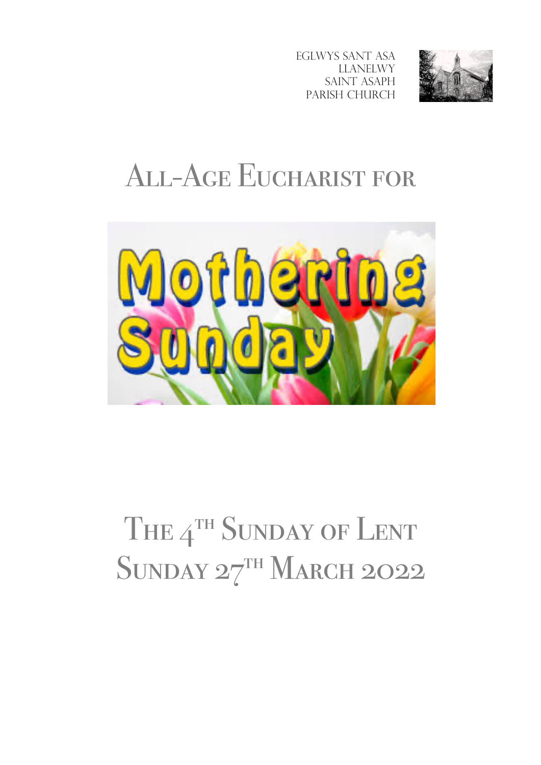Eglwys Sant Asa
Llanelwy
Saint Asaph
Parish Church

# All-Age Eucharist for

Mothering Sunday

# The 4th Sunday of Lent
# Sunday 27th March 2022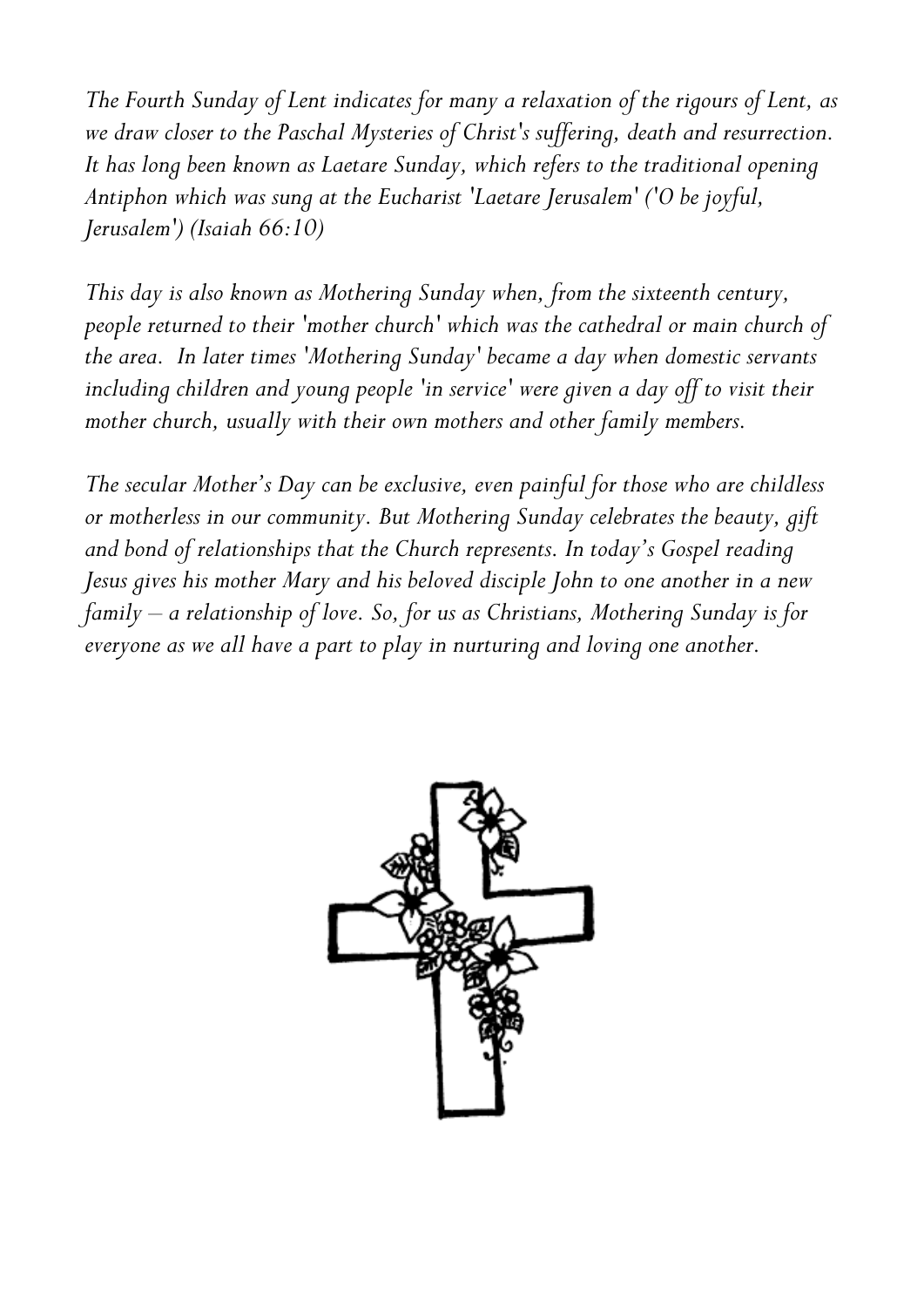*The Fourth Sunday of Lent indicates for many a relaxation of the rigours of Lent, as we draw closer to the Paschal Mysteries of Christ's suffering, death and resurrection. It has long been known as Laetare Sunday, which refers to the traditional opening Antiphon which was sung at the Eucharist 'Laetare Jerusalem' ('O be joyful, Jerusalem') (Isaiah 66:10)*

*This day is also known as Mothering Sunday when, from the sixteenth century, people returned to their 'mother church' which was the cathedral or main church of the area. In later times 'Mothering Sunday' became a day when domestic servants including children and young people 'in service' were given a day off to visit their mother church, usually with their own mothers and other family members.*

*The secular Mother's Day can be exclusive, even painful for those who are childless or motherless in our community. But Mothering Sunday celebrates the beauty, gift and bond of relationships that the Church represents. In today's Gospel reading Jesus gives his mother Mary and his beloved disciple John to one another in a new family – a relationship of love. So, for us as Christians, Mothering Sunday is for everyone as we all have a part to play in nurturing and loving one another.*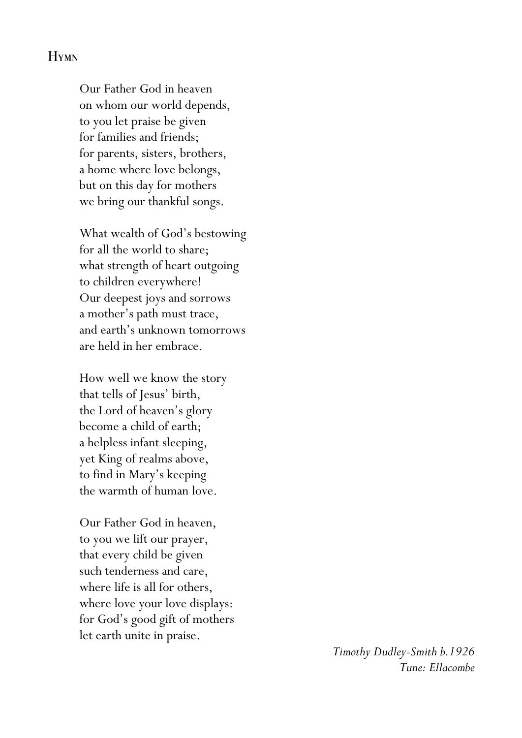## Hymn

Our Father God in heaven  
on whom our world depends,  
to you let praise be given  
for families and friends;  
for parents, sisters, brothers,  
a home where love belongs,  
but on this day for mothers  
we bring our thankful songs.

What wealth of God's bestowing  
for all the world to share;  
what strength of heart outgoing  
to children everywhere!  
Our deepest joys and sorrows  
a mother's path must trace,  
and earth's unknown tomorrows  
are held in her embrace.

How well we know the story  
that tells of Jesus' birth,  
the Lord of heaven's glory  
become a child of earth;  
a helpless infant sleeping,  
yet King of realms above,  
to find in Mary's keeping  
the warmth of human love.

Our Father God in heaven,  
to you we lift our prayer,  
that every child be given  
such tenderness and care,  
where life is all for others,  
where love your love displays:  
for God's good gift of mothers  
let earth unite in praise.

*Timothy Dudley-Smith b.1926*  
*Tune: Ellacombe*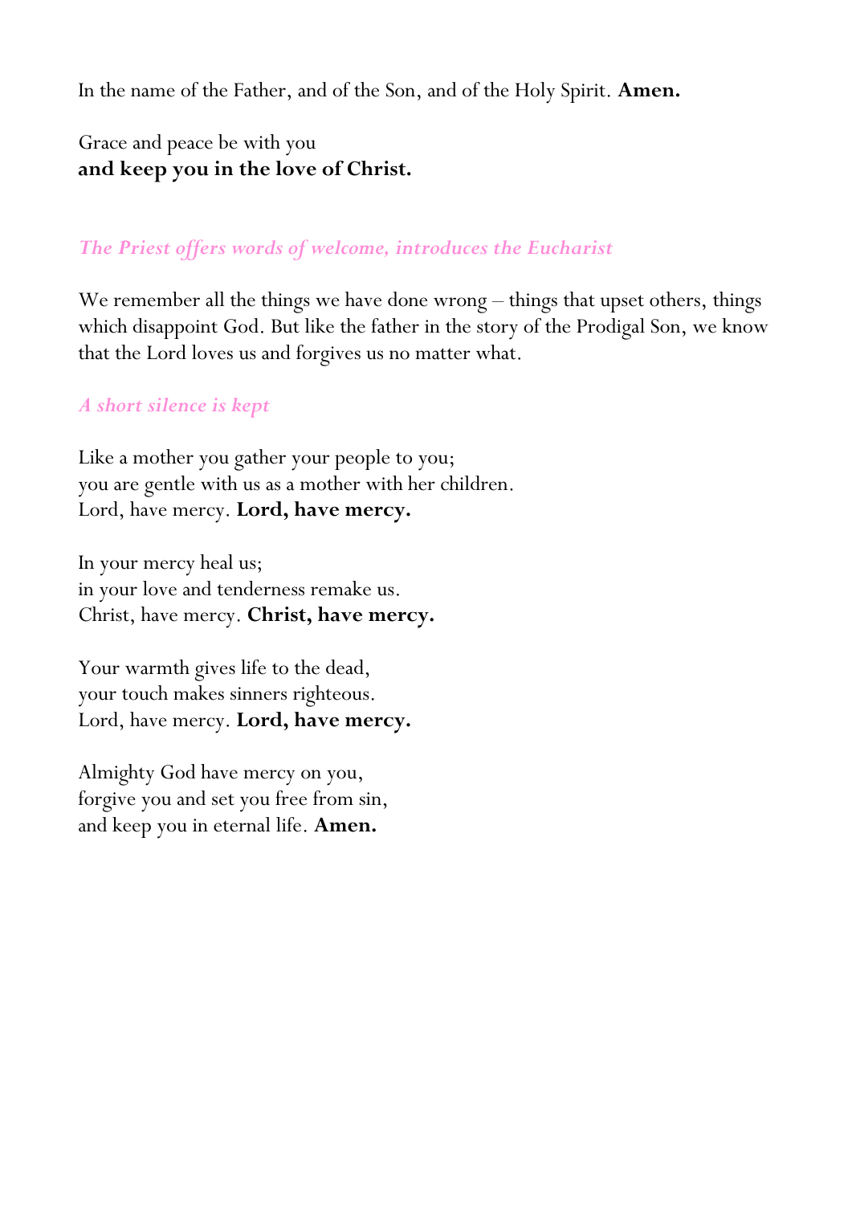In the name of the Father, and of the Son, and of the Holy Spirit. **Amen.**

Grace and peace be with you
**and keep you in the love of Christ.**

*The Priest offers words of welcome, introduces the Eucharist*

We remember all the things we have done wrong – things that upset others, things which disappoint God. But like the father in the story of the Prodigal Son, we know that the Lord loves us and forgives us no matter what.

*A short silence is kept*

Like a mother you gather your people to you;
you are gentle with us as a mother with her children.
Lord, have mercy. **Lord, have mercy.**

In your mercy heal us;
in your love and tenderness remake us.
Christ, have mercy. **Christ, have mercy.**

Your warmth gives life to the dead,
your touch makes sinners righteous.
Lord, have mercy. **Lord, have mercy.**

Almighty God have mercy on you,
forgive you and set you free from sin,
and keep you in eternal life. **Amen.**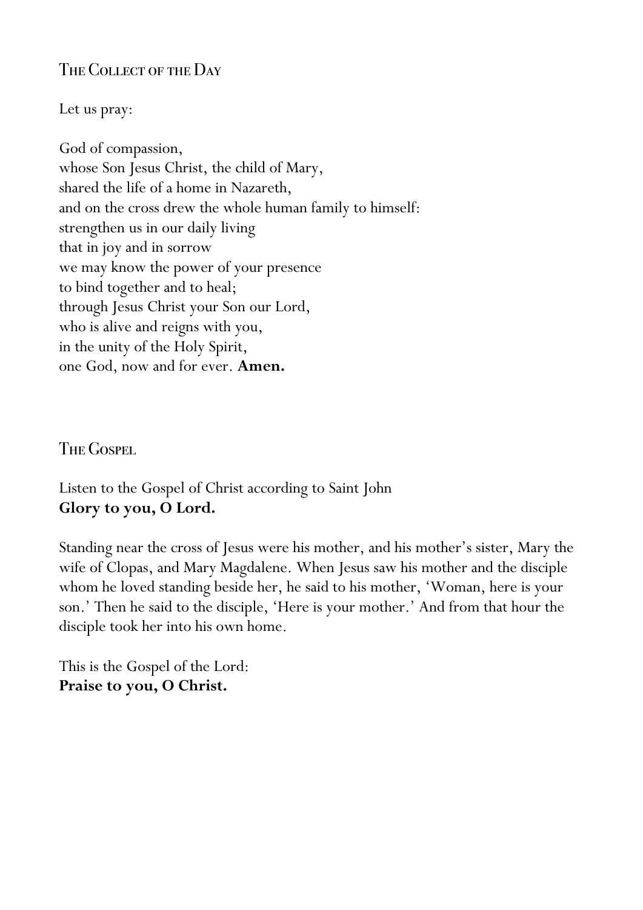## The Collect of the Day

Let us pray:

God of compassion,  
whose Son Jesus Christ, the child of Mary,  
shared the life of a home in Nazareth,  
and on the cross drew the whole human family to himself:  
strengthen us in our daily living  
that in joy and in sorrow  
we may know the power of your presence  
to bind together and to heal;  
through Jesus Christ your Son our Lord,  
who is alive and reigns with you,  
in the unity of the Holy Spirit,  
one God, now and for ever. **Amen.**

## The Gospel

Listen to the Gospel of Christ according to Saint John  
**Glory to you, O Lord.**

Standing near the cross of Jesus were his mother, and his mother's sister, Mary the wife of Clopas, and Mary Magdalene. When Jesus saw his mother and the disciple whom he loved standing beside her, he said to his mother, 'Woman, here is your son.' Then he said to the disciple, 'Here is your mother.' And from that hour the disciple took her into his own home.

This is the Gospel of the Lord:  
**Praise to you, O Christ.**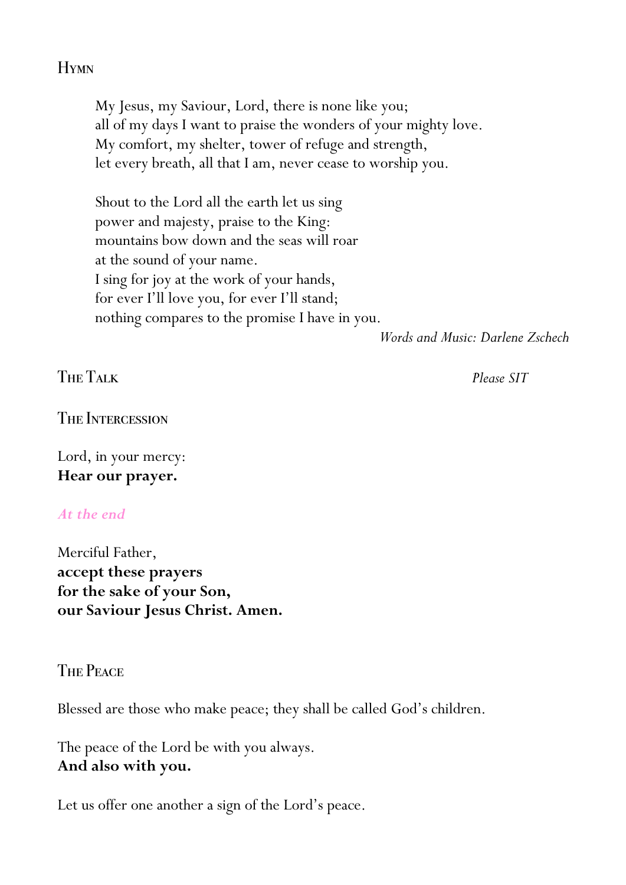## Hymn

My Jesus, my Saviour, Lord, there is none like you;
all of my days I want to praise the wonders of your mighty love.
My comfort, my shelter, tower of refuge and strength,
let every breath, all that I am, never cease to worship you.

Shout to the Lord all the earth let us sing
power and majesty, praise to the King:
mountains bow down and the seas will roar
at the sound of your name.
I sing for joy at the work of your hands,
for ever I'll love you, for ever I'll stand;
nothing compares to the promise I have in you.

*Words and Music: Darlene Zschech*

## The Talk

*Please SIT*

## The Intercession

Lord, in your mercy:
**Hear our prayer.**

*At the end*

Merciful Father,
**accept these prayers**
**for the sake of your Son,**
**our Saviour Jesus Christ. Amen.**

## The Peace

Blessed are those who make peace; they shall be called God's children.

The peace of the Lord be with you always.
**And also with you.**

Let us offer one another a sign of the Lord's peace.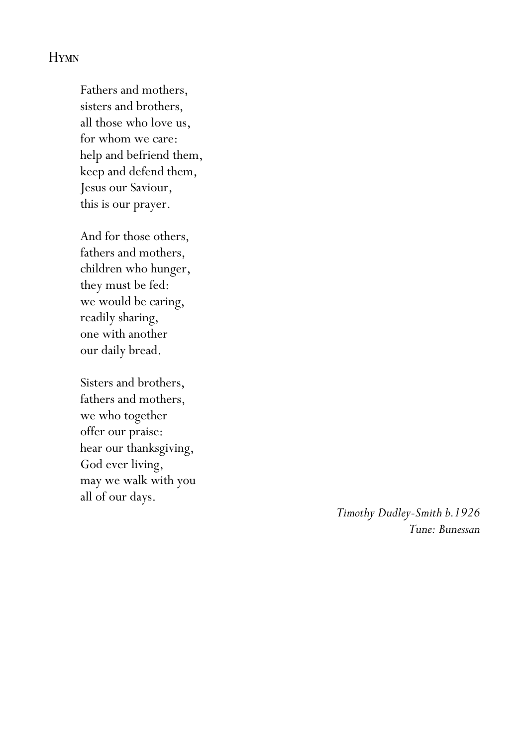## Hymn

Fathers and mothers,
sisters and brothers,
all those who love us,
for whom we care:
help and befriend them,
keep and defend them,
Jesus our Saviour,
this is our prayer.

And for those others,
fathers and mothers,
children who hunger,
they must be fed:
we would be caring,
readily sharing,
one with another
our daily bread.

Sisters and brothers,
fathers and mothers,
we who together
offer our praise:
hear our thanksgiving,
God ever living,
may we walk with you
all of our days.

*Timothy Dudley-Smith b.1926*
*Tune: Bunessan*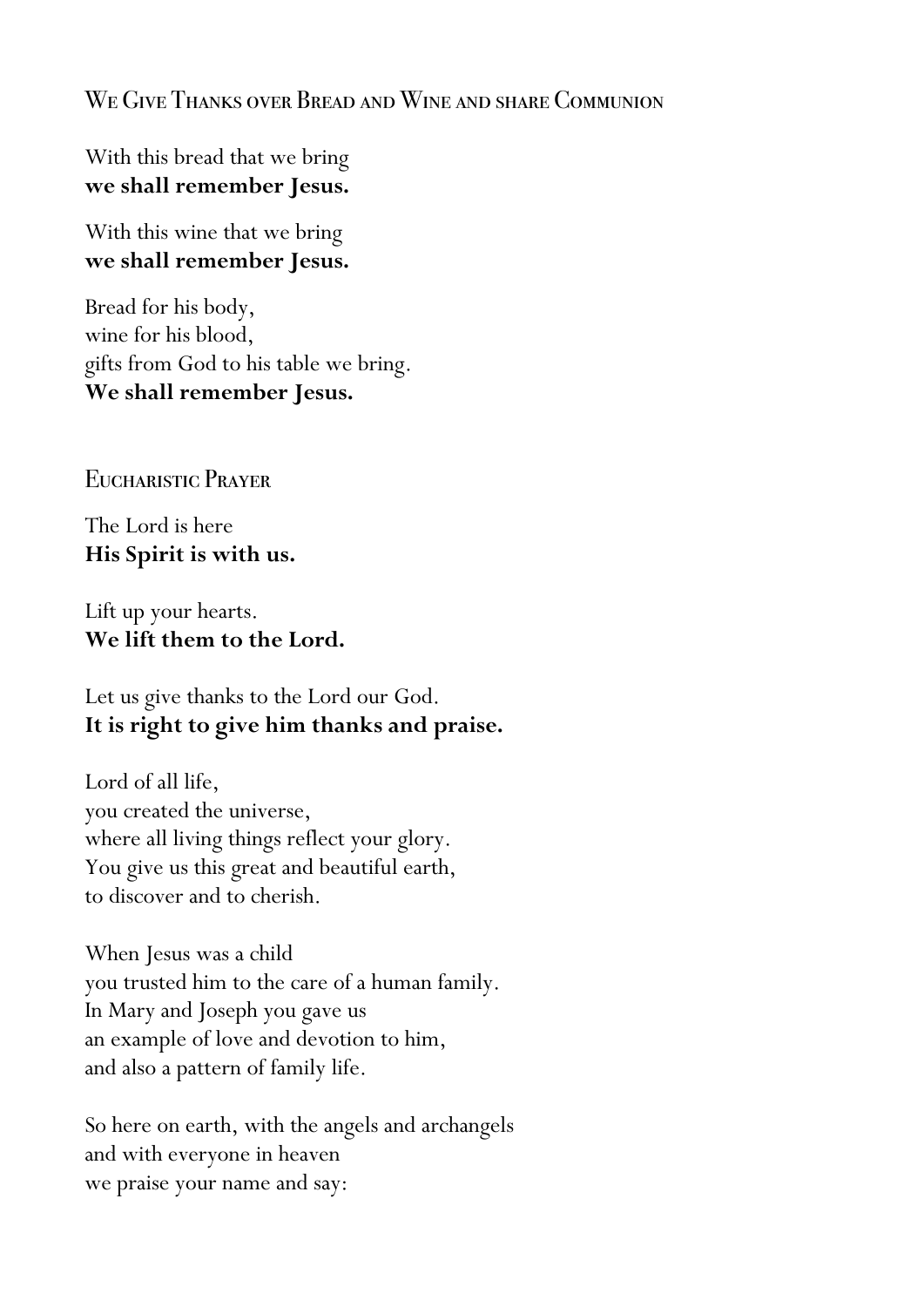## We Give Thanks over Bread and Wine and share Communion

With this bread that we bring
**we shall remember Jesus.**

With this wine that we bring
**we shall remember Jesus.**

Bread for his body,
wine for his blood,
gifts from God to his table we bring.
**We shall remember Jesus.**

## Eucharistic Prayer

The Lord is here
**His Spirit is with us.**

Lift up your hearts.
**We lift them to the Lord.**

Let us give thanks to the Lord our God.
**It is right to give him thanks and praise.**

Lord of all life,
you created the universe,
where all living things reflect your glory.
You give us this great and beautiful earth,
to discover and to cherish.

When Jesus was a child
you trusted him to the care of a human family.
In Mary and Joseph you gave us
an example of love and devotion to him,
and also a pattern of family life.

So here on earth, with the angels and archangels
and with everyone in heaven
we praise your name and say: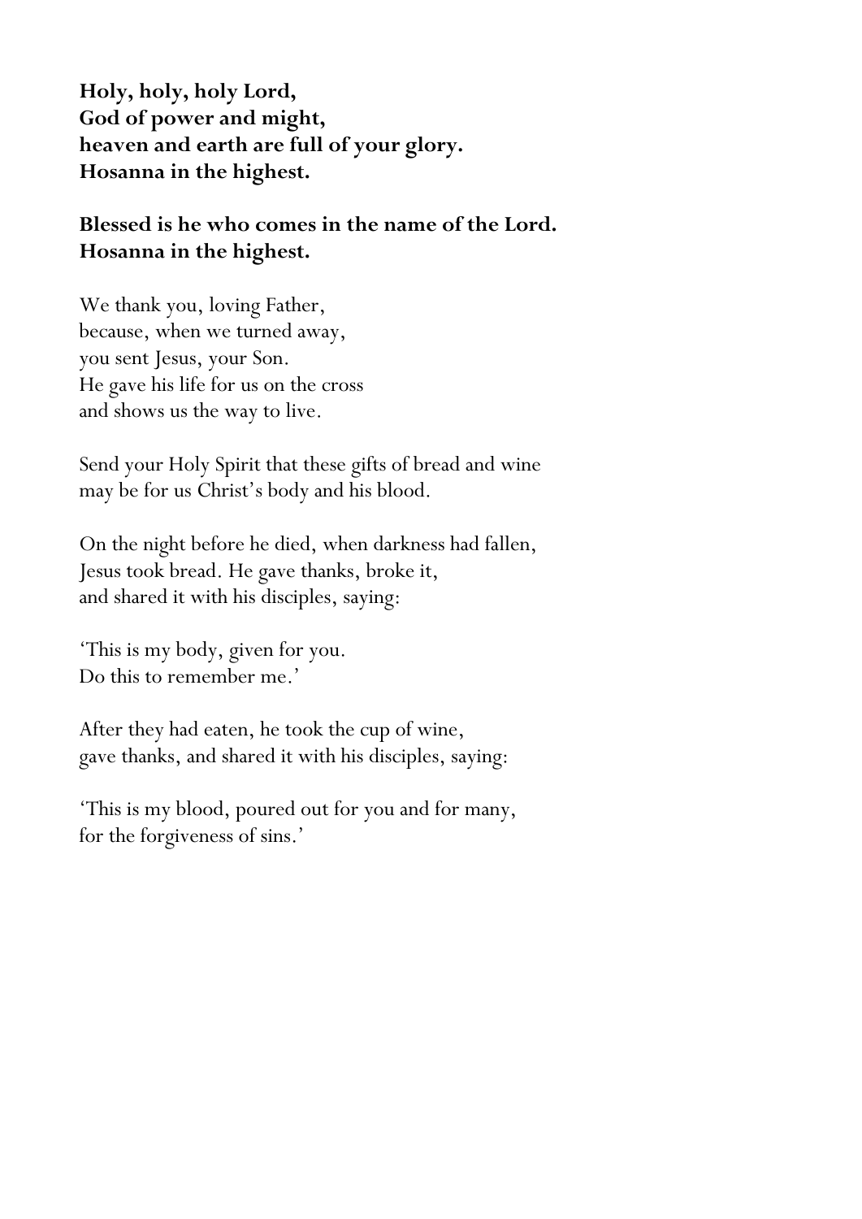**Holy, holy, holy Lord,**
**God of power and might,**
**heaven and earth are full of your glory.**
**Hosanna in the highest.**

**Blessed is he who comes in the name of the Lord.**
**Hosanna in the highest.**

We thank you, loving Father,
because, when we turned away,
you sent Jesus, your Son.
He gave his life for us on the cross
and shows us the way to live.

Send your Holy Spirit that these gifts of bread and wine
may be for us Christ's body and his blood.

On the night before he died, when darkness had fallen,
Jesus took bread. He gave thanks, broke it,
and shared it with his disciples, saying:

'This is my body, given for you.
Do this to remember me.'

After they had eaten, he took the cup of wine,
gave thanks, and shared it with his disciples, saying:

'This is my blood, poured out for you and for many,
for the forgiveness of sins.'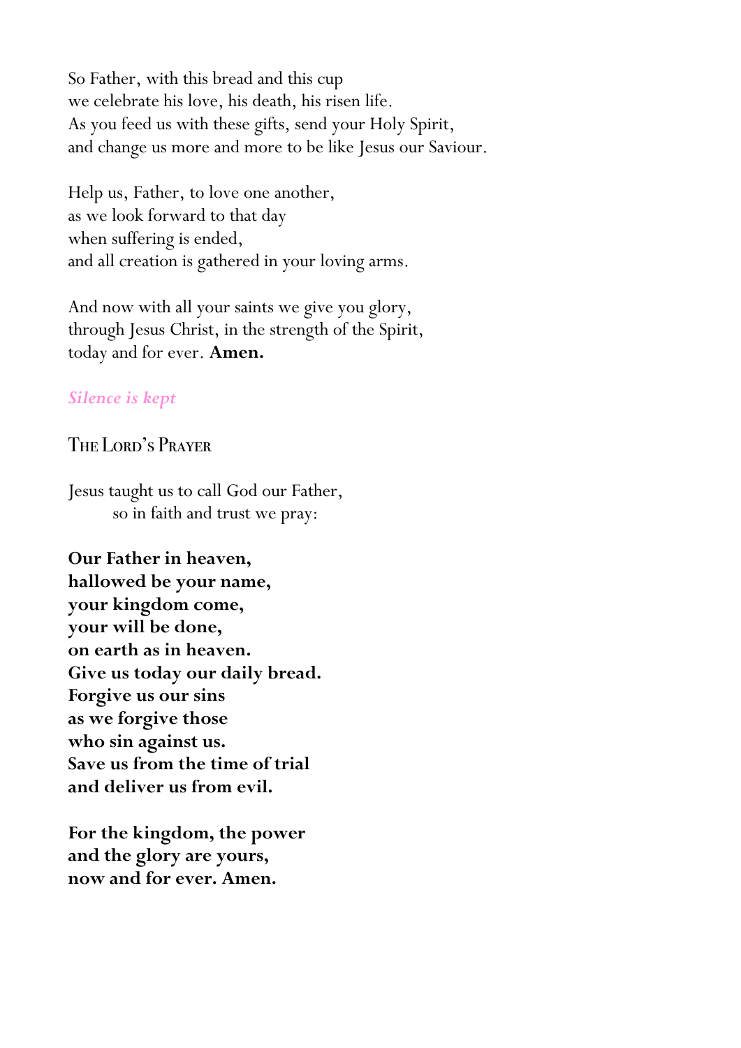So Father, with this bread and this cup
we celebrate his love, his death, his risen life.
As you feed us with these gifts, send your Holy Spirit,
and change us more and more to be like Jesus our Saviour.

Help us, Father, to love one another,
as we look forward to that day
when suffering is ended,
and all creation is gathered in your loving arms.

And now with all your saints we give you glory,
through Jesus Christ, in the strength of the Spirit,
today and for ever. **Amen.**

*Silence is kept*

## The Lord's Prayer

Jesus taught us to call God our Father,
so in faith and trust we pray:

**Our Father in heaven,
hallowed be your name,
your kingdom come,
your will be done,
on earth as in heaven.
Give us today our daily bread.
Forgive us our sins
as we forgive those
who sin against us.
Save us from the time of trial
and deliver us from evil.**

**For the kingdom, the power
and the glory are yours,
now and for ever. Amen.**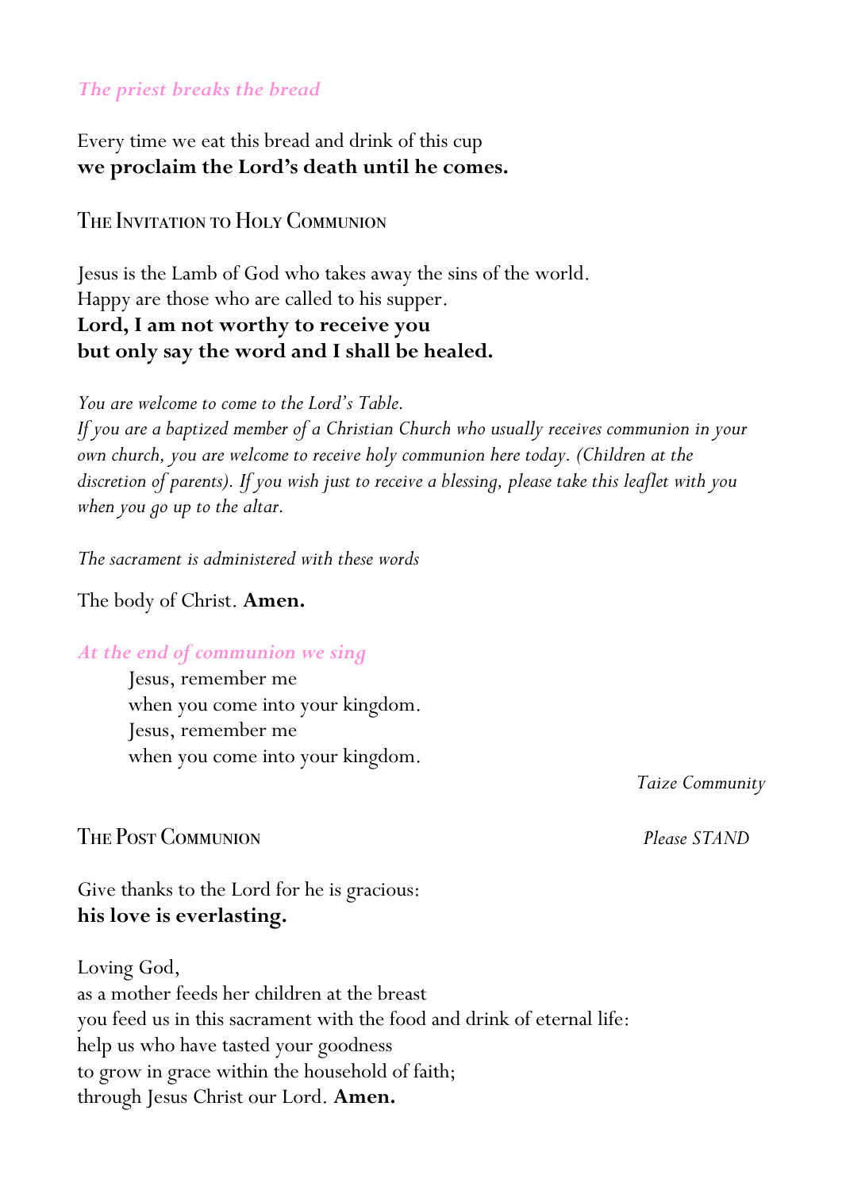*The priest breaks the bread*

Every time we eat this bread and drink of this cup
**we proclaim the Lord's death until he comes.**

## The Invitation to Holy Communion

Jesus is the Lamb of God who takes away the sins of the world.
Happy are those who are called to his supper.
**Lord, I am not worthy to receive you**
**but only say the word and I shall be healed.**

*You are welcome to come to the Lord's Table.*
*If you are a baptized member of a Christian Church who usually receives communion in your own church, you are welcome to receive holy communion here today. (Children at the discretion of parents). If you wish just to receive a blessing, please take this leaflet with you when you go up to the altar.*

*The sacrament is administered with these words*

The body of Christ. **Amen.**

*At the end of communion we sing*

> Jesus, remember me
> when you come into your kingdom.
> Jesus, remember me
> when you come into your kingdom.

*Taize Community*

## The Post Communion

*Please STAND*

Give thanks to the Lord for he is gracious:
**his love is everlasting.**

Loving God,
as a mother feeds her children at the breast
you feed us in this sacrament with the food and drink of eternal life:
help us who have tasted your goodness
to grow in grace within the household of faith;
through Jesus Christ our Lord. **Amen.**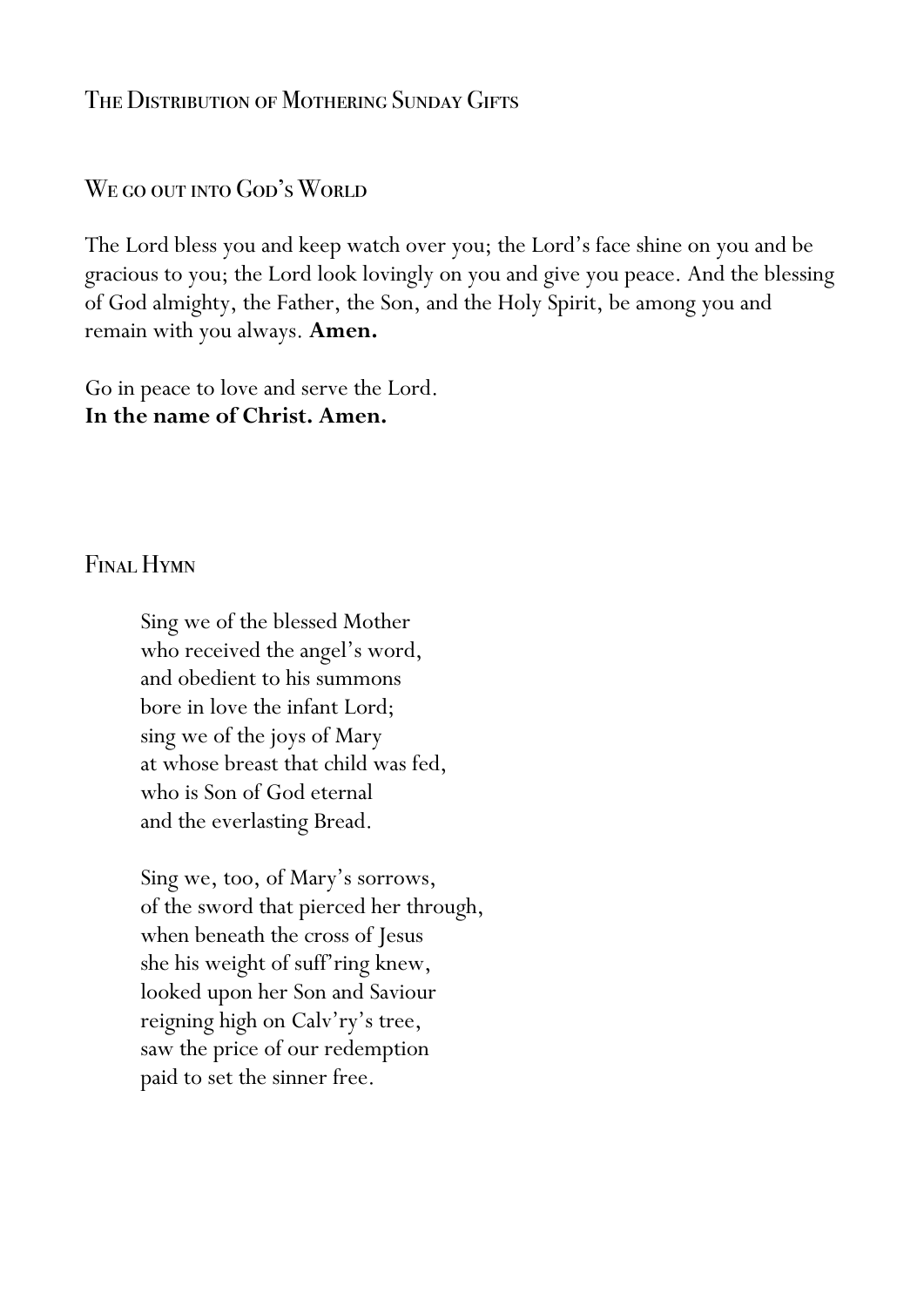## The Distribution of Mothering Sunday Gifts

## We go out into God's World

The Lord bless you and keep watch over you; the Lord's face shine on you and be gracious to you; the Lord look lovingly on you and give you peace. And the blessing of God almighty, the Father, the Son, and the Holy Spirit, be among you and remain with you always. **Amen.**

Go in peace to love and serve the Lord.
**In the name of Christ. Amen.**

## Final Hymn

Sing we of the blessed Mother
who received the angel's word,
and obedient to his summons
bore in love the infant Lord;
sing we of the joys of Mary
at whose breast that child was fed,
who is Son of God eternal
and the everlasting Bread.

Sing we, too, of Mary's sorrows,
of the sword that pierced her through,
when beneath the cross of Jesus
she his weight of suff'ring knew,
looked upon her Son and Saviour
reigning high on Calv'ry's tree,
saw the price of our redemption
paid to set the sinner free.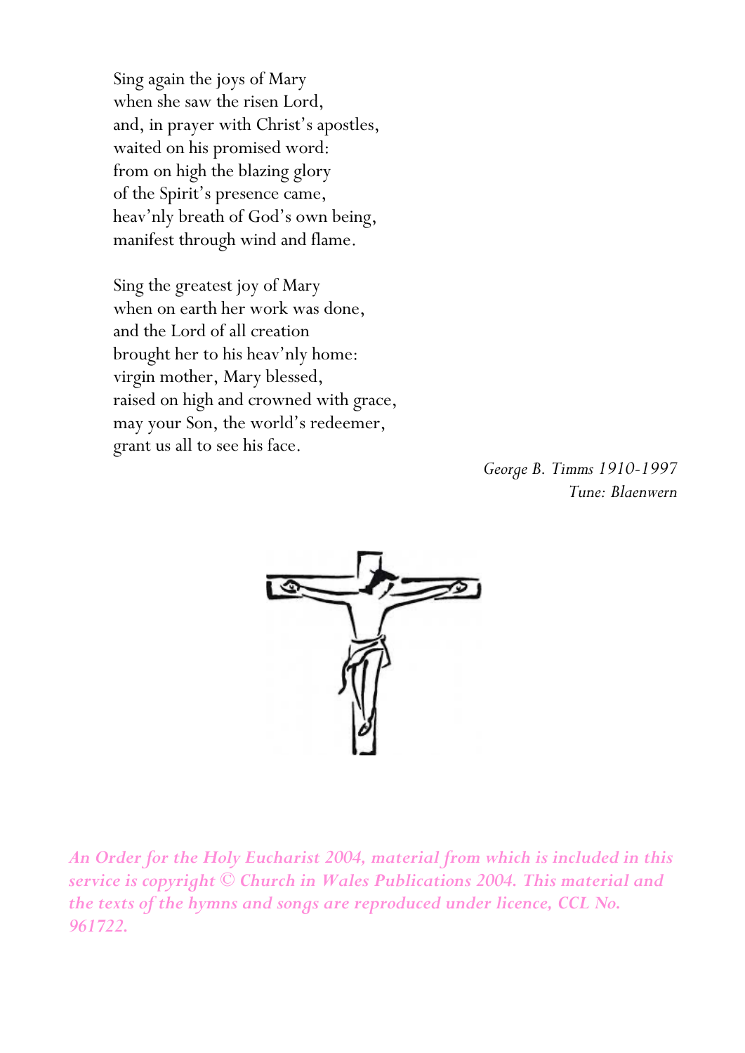Sing again the joys of Mary
when she saw the risen Lord,
and, in prayer with Christ's apostles,
waited on his promised word:
from on high the blazing glory
of the Spirit's presence came,
heav'nly breath of God's own being,
manifest through wind and flame.

Sing the greatest joy of Mary
when on earth her work was done,
and the Lord of all creation
brought her to his heav'nly home:
virgin mother, Mary blessed,
raised on high and crowned with grace,
may your Son, the world's redeemer,
grant us all to see his face.

*George B. Timms 1910-1997*
*Tune: Blaenwern*

*An Order for the Holy Eucharist 2004, material from which is included in this service is copyright © Church in Wales Publications 2004. This material and the texts of the hymns and songs are reproduced under licence, CCL No. 961722.*